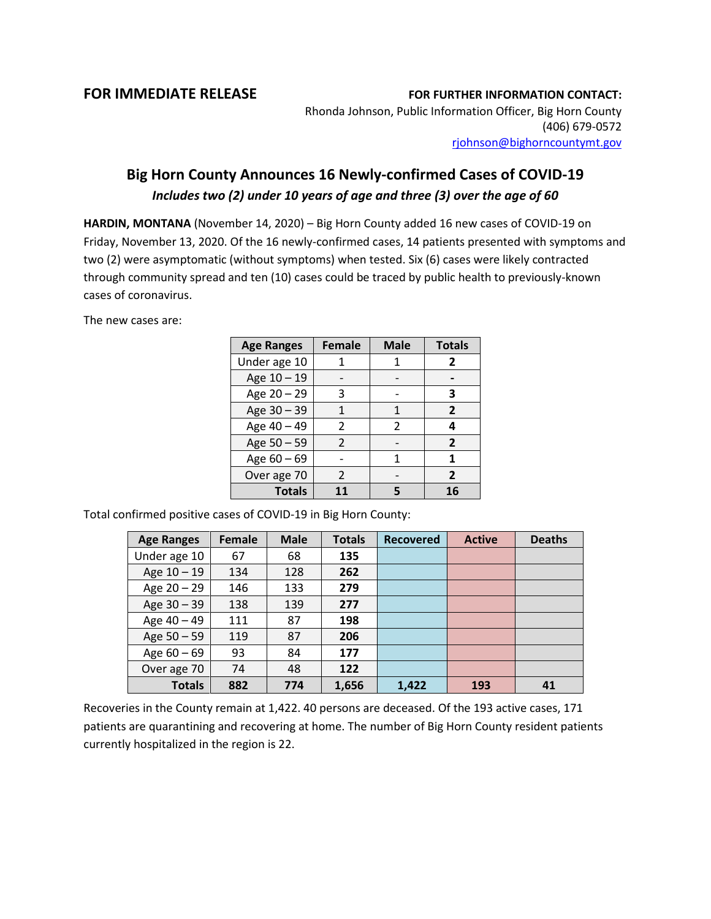**FOR IMMEDIATE RELEASE**

**FOR FURTHER INFORMATION CONTACT:**
Rhonda Johnson, Public Information Officer, Big Horn County
(406) 679-0572
rjohnson@bighorncountymt.gov

## Big Horn County Announces 16 Newly-confirmed Cases of COVID-19

***Includes two (2) under 10 years of age and three (3) over the age of 60***

**HARDIN, MONTANA** (November 14, 2020) – Big Horn County added 16 new cases of COVID-19 on Friday, November 13, 2020. Of the 16 newly-confirmed cases, 14 patients presented with symptoms and two (2) were asymptomatic (without symptoms) when tested. Six (6) cases were likely contracted through community spread and ten (10) cases could be traced by public health to previously-known cases of coronavirus.

The new cases are:

| Age Ranges | Female | Male | Totals |
|---|---|---|---|
| Under age 10 | 1 | 1 | **2** |
| Age 10 – 19 | - | - | **-** |
| Age 20 – 29 | 3 | - | **3** |
| Age 30 – 39 | 1 | 1 | **2** |
| Age 40 – 49 | 2 | 2 | **4** |
| Age 50 – 59 | 2 | - | **2** |
| Age 60 – 69 | - | 1 | **1** |
| Over age 70 | 2 | - | **2** |
| **Totals** | **11** | **5** | **16** |

Total confirmed positive cases of COVID-19 in Big Horn County:

| Age Ranges | Female | Male | Totals | Recovered | Active | Deaths |
|---|---|---|---|---|---|---|
| Under age 10 | 67 | 68 | **135** | | | |
| Age 10 – 19 | 134 | 128 | **262** | | | |
| Age 20 – 29 | 146 | 133 | **279** | | | |
| Age 30 – 39 | 138 | 139 | **277** | | | |
| Age 40 – 49 | 111 | 87 | **198** | | | |
| Age 50 – 59 | 119 | 87 | **206** | | | |
| Age 60 – 69 | 93 | 84 | **177** | | | |
| Over age 70 | 74 | 48 | **122** | | | |
| **Totals** | **882** | **774** | **1,656** | **1,422** | **193** | **41** |

Recoveries in the County remain at 1,422. 40 persons are deceased. Of the 193 active cases, 171 patients are quarantining and recovering at home. The number of Big Horn County resident patients currently hospitalized in the region is 22.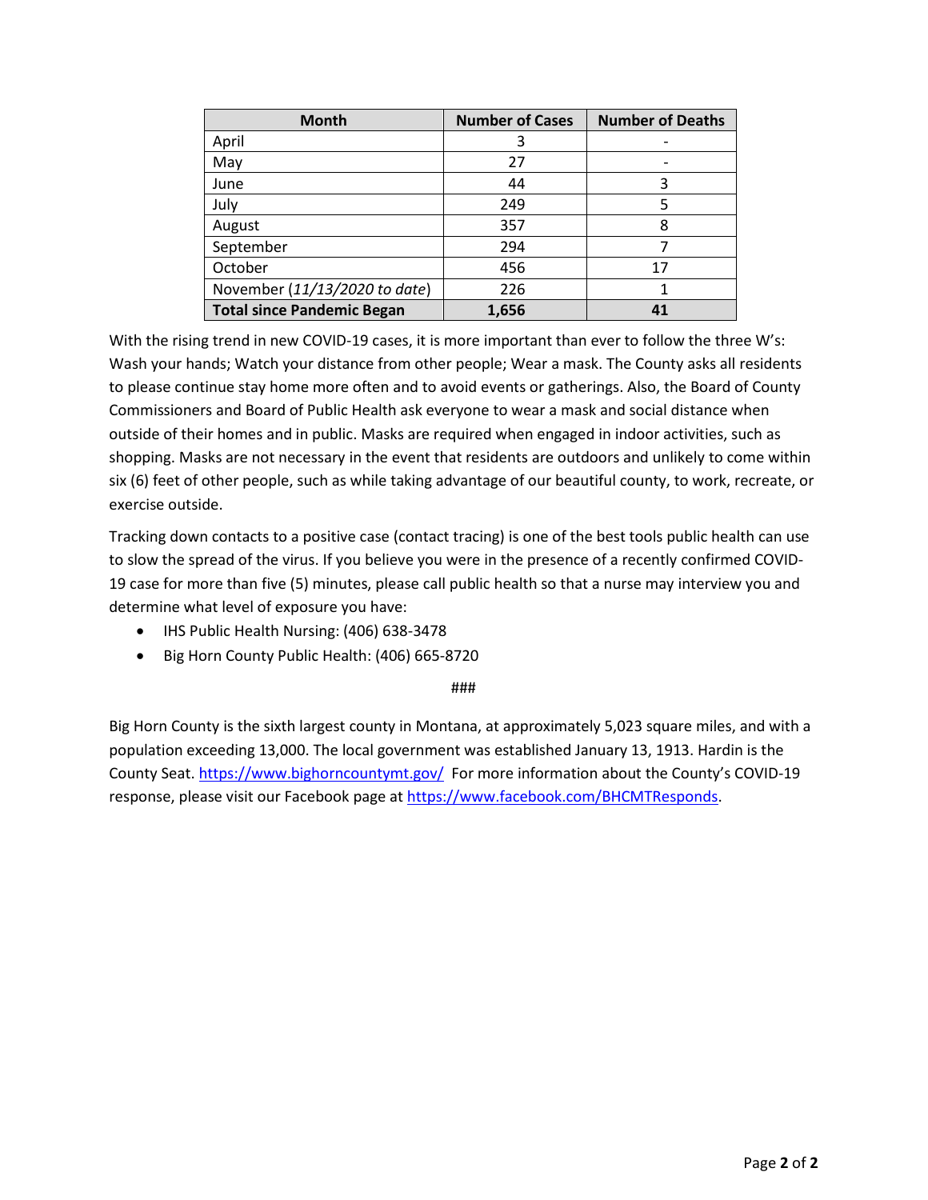| Month | Number of Cases | Number of Deaths |
|---|---|---|
| April | 3 | - |
| May | 27 | - |
| June | 44 | 3 |
| July | 249 | 5 |
| August | 357 | 8 |
| September | 294 | 7 |
| October | 456 | 17 |
| November (*11/13/2020 to date*) | 226 | 1 |
| **Total since Pandemic Began** | **1,656** | **41** |

With the rising trend in new COVID-19 cases, it is more important than ever to follow the three W's: Wash your hands; Watch your distance from other people; Wear a mask. The County asks all residents to please continue stay home more often and to avoid events or gatherings. Also, the Board of County Commissioners and Board of Public Health ask everyone to wear a mask and social distance when outside of their homes and in public. Masks are required when engaged in indoor activities, such as shopping. Masks are not necessary in the event that residents are outdoors and unlikely to come within six (6) feet of other people, such as while taking advantage of our beautiful county, to work, recreate, or exercise outside.

Tracking down contacts to a positive case (contact tracing) is one of the best tools public health can use to slow the spread of the virus. If you believe you were in the presence of a recently confirmed COVID-19 case for more than five (5) minutes, please call public health so that a nurse may interview you and determine what level of exposure you have:

- IHS Public Health Nursing: (406) 638-3478
- Big Horn County Public Health: (406) 665-8720

###

Big Horn County is the sixth largest county in Montana, at approximately 5,023 square miles, and with a population exceeding 13,000. The local government was established January 13, 1913. Hardin is the County Seat. https://www.bighorncountymt.gov/ For more information about the County's COVID-19 response, please visit our Facebook page at https://www.facebook.com/BHCMTResponds.